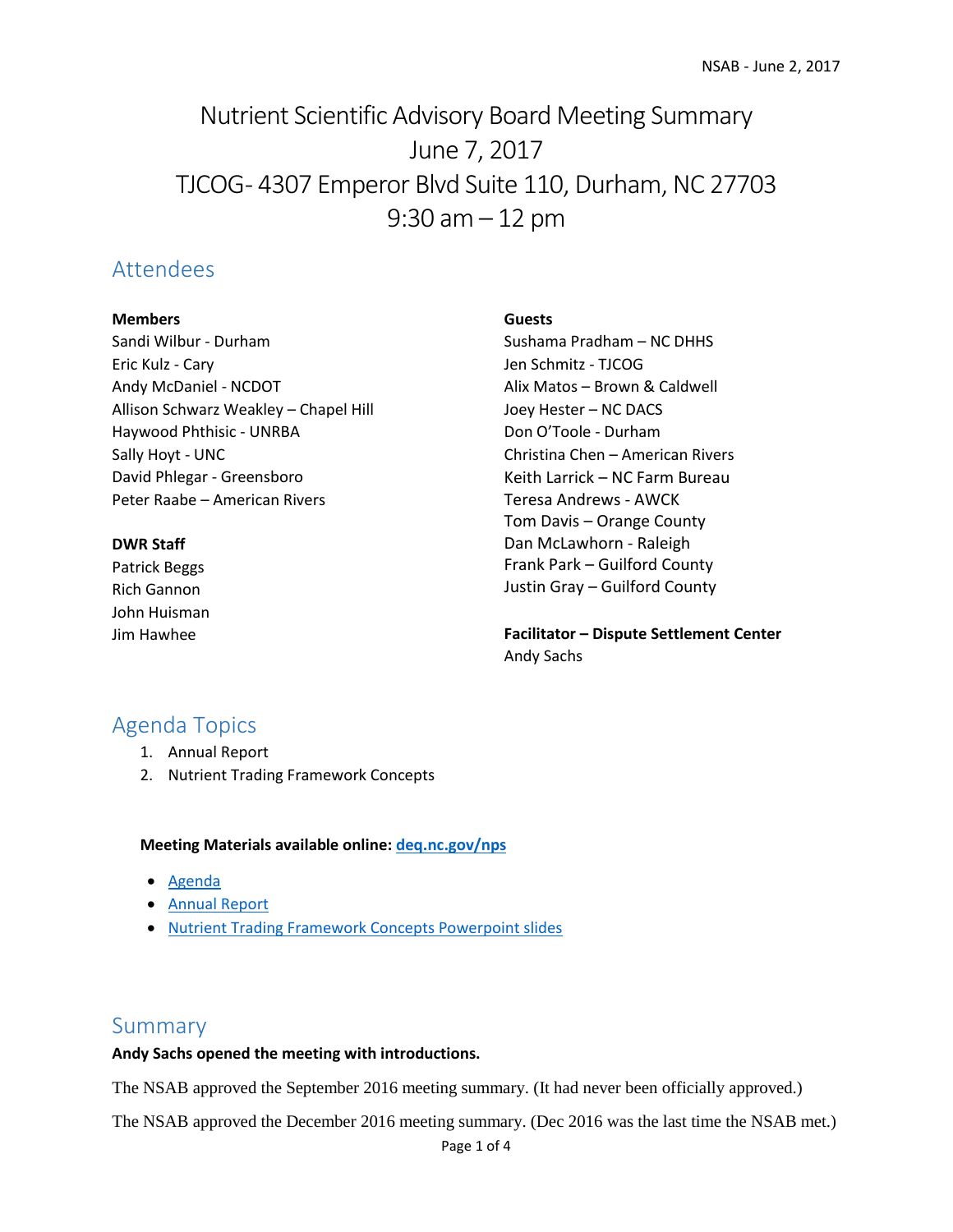# Nutrient Scientific Advisory Board Meeting Summary
# June 7, 2017
# TJCOG- 4307 Emperor Blvd Suite 110, Durham, NC 27703
# 9:30 am – 12 pm

## Attendees

**Members**
Sandi Wilbur - Durham
Eric Kulz - Cary
Andy McDaniel - NCDOT
Allison Schwarz Weakley – Chapel Hill
Haywood Phthisic - UNRBA
Sally Hoyt - UNC
David Phlegar - Greensboro
Peter Raabe – American Rivers

**DWR Staff**
Patrick Beggs
Rich Gannon
John Huisman
Jim Hawhee

**Guests**
Sushama Pradham – NC DHHS
Jen Schmitz - TJCOG
Alix Matos – Brown & Caldwell
Joey Hester – NC DACS
Don O'Toole - Durham
Christina Chen – American Rivers
Keith Larrick – NC Farm Bureau
Teresa Andrews - AWCK
Tom Davis – Orange County
Dan McLawhorn - Raleigh
Frank Park – Guilford County
Justin Gray – Guilford County

**Facilitator – Dispute Settlement Center**
Andy Sachs

## Agenda Topics

1. Annual Report
2. Nutrient Trading Framework Concepts

**Meeting Materials available online: [deq.nc.gov/nps](deq.nc.gov/nps)**

- [Agenda]()
- [Annual Report]()
- [Nutrient Trading Framework Concepts Powerpoint slides]()

## Summary

**Andy Sachs opened the meeting with introductions.**

The NSAB approved the September 2016 meeting summary. (It had never been officially approved.)

The NSAB approved the December 2016 meeting summary. (Dec 2016 was the last time the NSAB met.)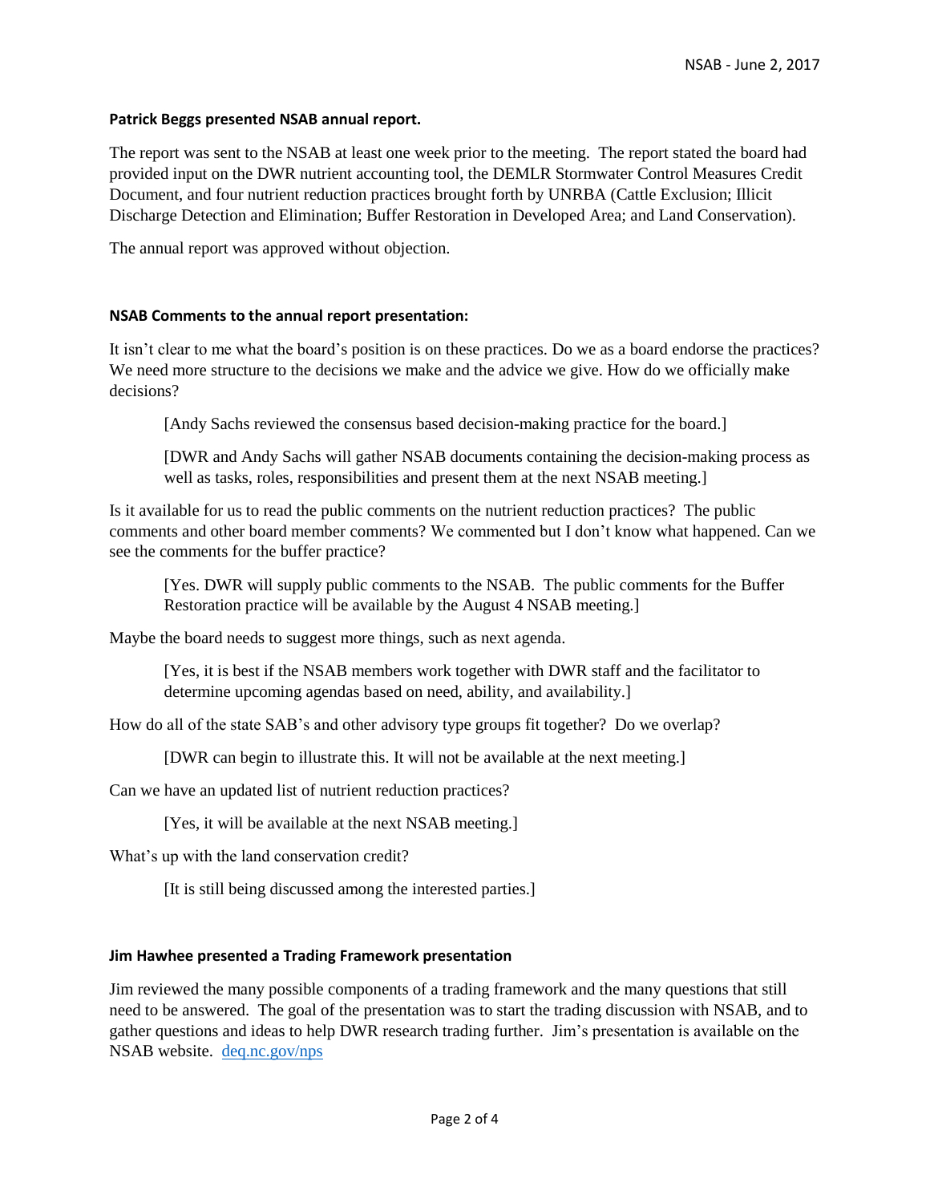**Patrick Beggs presented NSAB annual report.**

The report was sent to the NSAB at least one week prior to the meeting. The report stated the board had provided input on the DWR nutrient accounting tool, the DEMLR Stormwater Control Measures Credit Document, and four nutrient reduction practices brought forth by UNRBA (Cattle Exclusion; Illicit Discharge Detection and Elimination; Buffer Restoration in Developed Area; and Land Conservation).

The annual report was approved without objection.

**NSAB Comments to the annual report presentation:**

It isn't clear to me what the board's position is on these practices. Do we as a board endorse the practices? We need more structure to the decisions we make and the advice we give. How do we officially make decisions?

> [Andy Sachs reviewed the consensus based decision-making practice for the board.]
>
> [DWR and Andy Sachs will gather NSAB documents containing the decision-making process as well as tasks, roles, responsibilities and present them at the next NSAB meeting.]

Is it available for us to read the public comments on the nutrient reduction practices? The public comments and other board member comments? We commented but I don't know what happened. Can we see the comments for the buffer practice?

> [Yes. DWR will supply public comments to the NSAB. The public comments for the Buffer Restoration practice will be available by the August 4 NSAB meeting.]

Maybe the board needs to suggest more things, such as next agenda.

> [Yes, it is best if the NSAB members work together with DWR staff and the facilitator to determine upcoming agendas based on need, ability, and availability.]

How do all of the state SAB's and other advisory type groups fit together? Do we overlap?

> [DWR can begin to illustrate this. It will not be available at the next meeting.]

Can we have an updated list of nutrient reduction practices?

> [Yes, it will be available at the next NSAB meeting.]

What's up with the land conservation credit?

> [It is still being discussed among the interested parties.]

**Jim Hawhee presented a Trading Framework presentation**

Jim reviewed the many possible components of a trading framework and the many questions that still need to be answered. The goal of the presentation was to start the trading discussion with NSAB, and to gather questions and ideas to help DWR research trading further. Jim's presentation is available on the NSAB website. [deq.nc.gov/nps](deq.nc.gov/nps)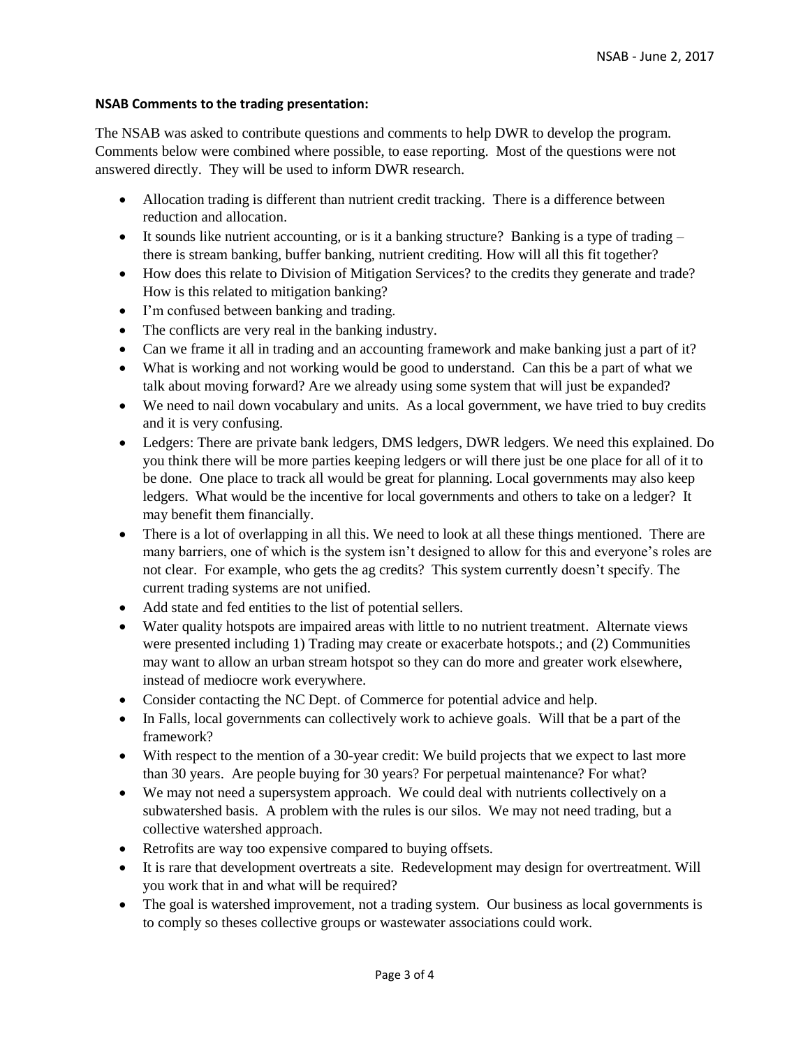**NSAB Comments to the trading presentation:**

The NSAB was asked to contribute questions and comments to help DWR to develop the program. Comments below were combined where possible, to ease reporting. Most of the questions were not answered directly. They will be used to inform DWR research.

- Allocation trading is different than nutrient credit tracking. There is a difference between reduction and allocation.
- It sounds like nutrient accounting, or is it a banking structure? Banking is a type of trading – there is stream banking, buffer banking, nutrient crediting. How will all this fit together?
- How does this relate to Division of Mitigation Services? to the credits they generate and trade? How is this related to mitigation banking?
- I'm confused between banking and trading.
- The conflicts are very real in the banking industry.
- Can we frame it all in trading and an accounting framework and make banking just a part of it?
- What is working and not working would be good to understand. Can this be a part of what we talk about moving forward? Are we already using some system that will just be expanded?
- We need to nail down vocabulary and units. As a local government, we have tried to buy credits and it is very confusing.
- Ledgers: There are private bank ledgers, DMS ledgers, DWR ledgers. We need this explained. Do you think there will be more parties keeping ledgers or will there just be one place for all of it to be done. One place to track all would be great for planning. Local governments may also keep ledgers. What would be the incentive for local governments and others to take on a ledger? It may benefit them financially.
- There is a lot of overlapping in all this. We need to look at all these things mentioned. There are many barriers, one of which is the system isn't designed to allow for this and everyone's roles are not clear. For example, who gets the ag credits? This system currently doesn't specify. The current trading systems are not unified.
- Add state and fed entities to the list of potential sellers.
- Water quality hotspots are impaired areas with little to no nutrient treatment. Alternate views were presented including 1) Trading may create or exacerbate hotspots.; and (2) Communities may want to allow an urban stream hotspot so they can do more and greater work elsewhere, instead of mediocre work everywhere.
- Consider contacting the NC Dept. of Commerce for potential advice and help.
- In Falls, local governments can collectively work to achieve goals. Will that be a part of the framework?
- With respect to the mention of a 30-year credit: We build projects that we expect to last more than 30 years. Are people buying for 30 years? For perpetual maintenance? For what?
- We may not need a supersystem approach. We could deal with nutrients collectively on a subwatershed basis. A problem with the rules is our silos. We may not need trading, but a collective watershed approach.
- Retrofits are way too expensive compared to buying offsets.
- It is rare that development overtreats a site. Redevelopment may design for overtreatment. Will you work that in and what will be required?
- The goal is watershed improvement, not a trading system. Our business as local governments is to comply so theses collective groups or wastewater associations could work.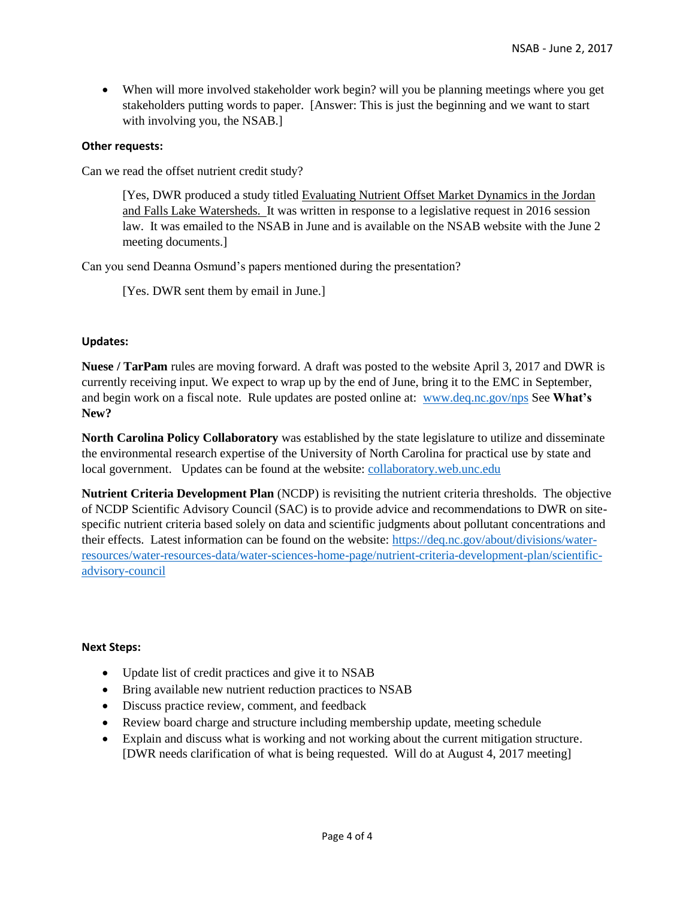- When will more involved stakeholder work begin? will you be planning meetings where you get stakeholders putting words to paper. [Answer: This is just the beginning and we want to start with involving you, the NSAB.]

**Other requests:**

Can we read the offset nutrient credit study?

> [Yes, DWR produced a study titled Evaluating Nutrient Offset Market Dynamics in the Jordan and Falls Lake Watersheds. It was written in response to a legislative request in 2016 session law. It was emailed to the NSAB in June and is available on the NSAB website with the June 2 meeting documents.]

Can you send Deanna Osmund's papers mentioned during the presentation?

> [Yes. DWR sent them by email in June.]

**Updates:**

**Nuese / TarPam** rules are moving forward. A draft was posted to the website April 3, 2017 and DWR is currently receiving input. We expect to wrap up by the end of June, bring it to the EMC in September, and begin work on a fiscal note. Rule updates are posted online at: [www.deq.nc.gov/nps](www.deq.nc.gov/nps) See **What's New?**

**North Carolina Policy Collaboratory** was established by the state legislature to utilize and disseminate the environmental research expertise of the University of North Carolina for practical use by state and local government. Updates can be found at the website: [collaboratory.web.unc.edu](collaboratory.web.unc.edu)

**Nutrient Criteria Development Plan** (NCDP) is revisiting the nutrient criteria thresholds. The objective of NCDP Scientific Advisory Council (SAC) is to provide advice and recommendations to DWR on site-specific nutrient criteria based solely on data and scientific judgments about pollutant concentrations and their effects. Latest information can be found on the website: [https://deq.nc.gov/about/divisions/water-resources/water-resources-data/water-sciences-home-page/nutrient-criteria-development-plan/scientific-advisory-council](https://deq.nc.gov/about/divisions/water-resources/water-resources-data/water-sciences-home-page/nutrient-criteria-development-plan/scientific-advisory-council)

**Next Steps:**

- Update list of credit practices and give it to NSAB
- Bring available new nutrient reduction practices to NSAB
- Discuss practice review, comment, and feedback
- Review board charge and structure including membership update, meeting schedule
- Explain and discuss what is working and not working about the current mitigation structure. [DWR needs clarification of what is being requested. Will do at August 4, 2017 meeting]